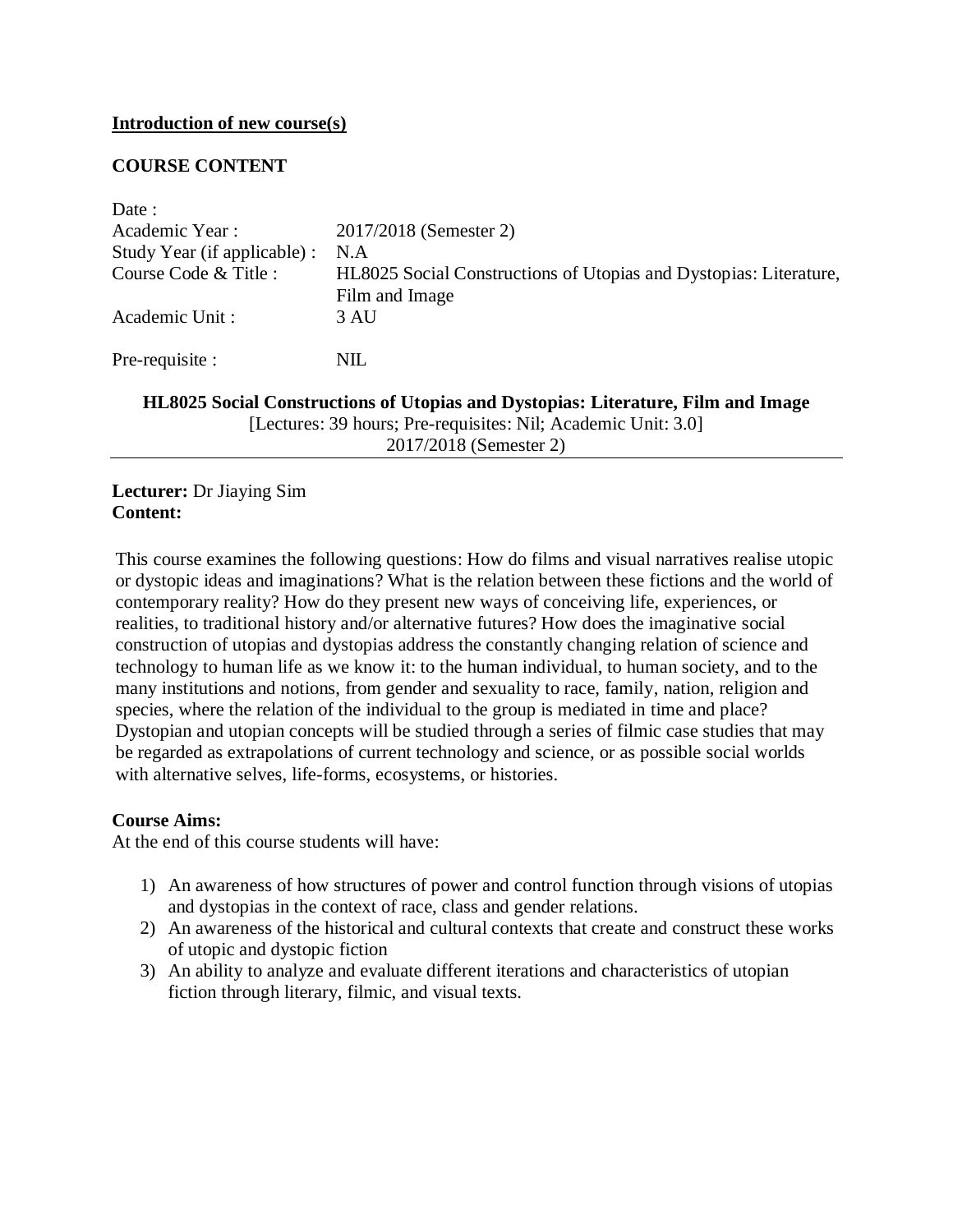**Introduction of new course(s)**

**COURSE CONTENT**

| | |
|---|---|
| Date : | |
| Academic Year : | 2017/2018 (Semester 2) |
| Study Year (if applicable) : | N.A |
| Course Code & Title : | HL8025 Social Constructions of Utopias and Dystopias: Literature, Film and Image |
| Academic Unit : | 3 AU |
| Pre-requisite : | NIL |

**HL8025 Social Constructions of Utopias and Dystopias: Literature, Film and Image**

[Lectures: 39 hours; Pre-requisites: Nil; Academic Unit: 3.0]

2017/2018 (Semester 2)

---

**Lecturer:** Dr Jiaying Sim

**Content:**

This course examines the following questions: How do films and visual narratives realise utopic or dystopic ideas and imaginations? What is the relation between these fictions and the world of contemporary reality? How do they present new ways of conceiving life, experiences, or realities, to traditional history and/or alternative futures? How does the imaginative social construction of utopias and dystopias address the constantly changing relation of science and technology to human life as we know it: to the human individual, to human society, and to the many institutions and notions, from gender and sexuality to race, family, nation, religion and species, where the relation of the individual to the group is mediated in time and place? Dystopian and utopian concepts will be studied through a series of filmic case studies that may be regarded as extrapolations of current technology and science, or as possible social worlds with alternative selves, life-forms, ecosystems, or histories.

**Course Aims:**

At the end of this course students will have:

1) An awareness of how structures of power and control function through visions of utopias and dystopias in the context of race, class and gender relations.
2) An awareness of the historical and cultural contexts that create and construct these works of utopic and dystopic fiction
3) An ability to analyze and evaluate different iterations and characteristics of utopian fiction through literary, filmic, and visual texts.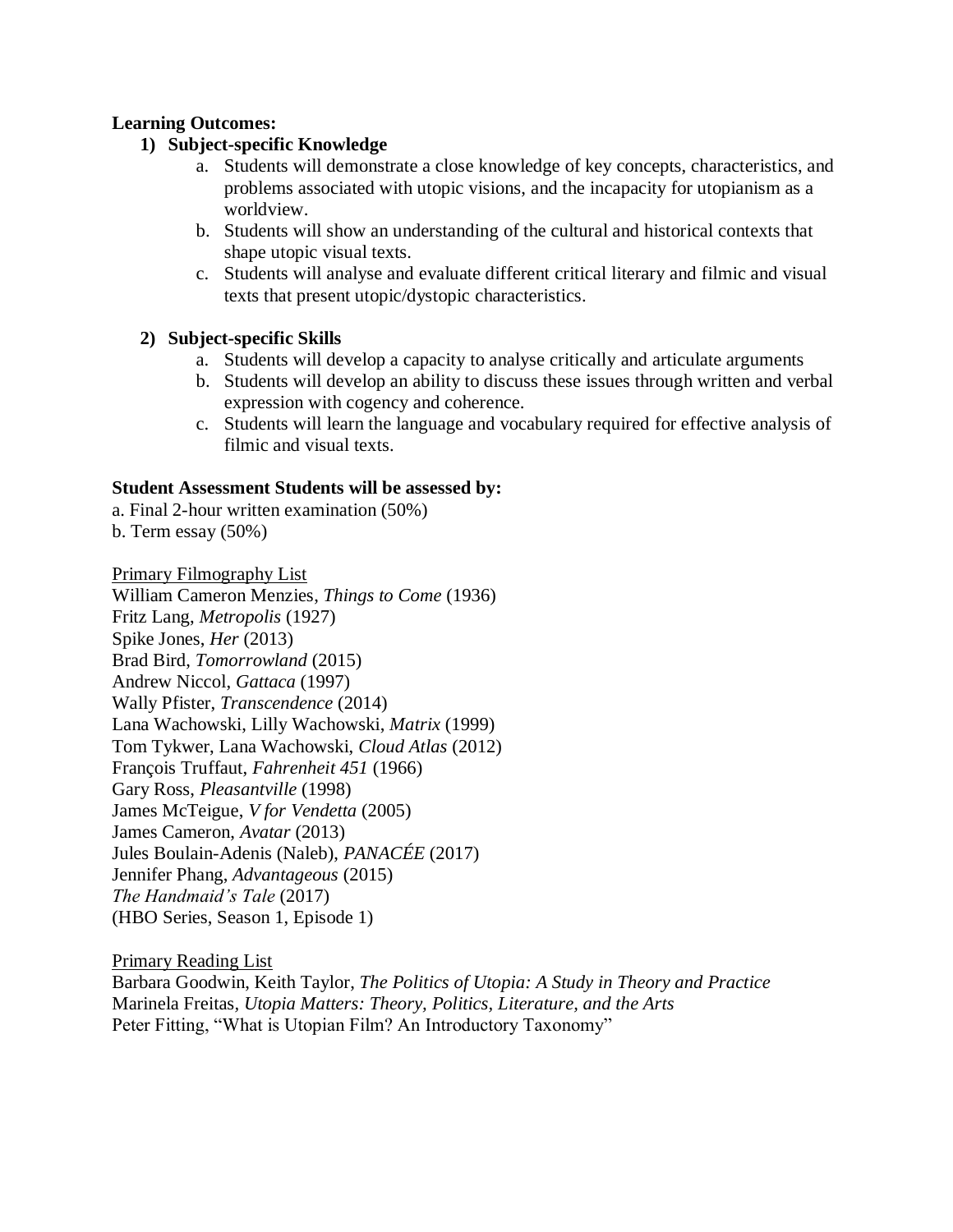**Learning Outcomes:**

1) **Subject-specific Knowledge**
    a. Students will demonstrate a close knowledge of key concepts, characteristics, and problems associated with utopic visions, and the incapacity for utopianism as a worldview.
    b. Students will show an understanding of the cultural and historical contexts that shape utopic visual texts.
    c. Students will analyse and evaluate different critical literary and filmic and visual texts that present utopic/dystopic characteristics.

2) **Subject-specific Skills**
    a. Students will develop a capacity to analyse critically and articulate arguments
    b. Students will develop an ability to discuss these issues through written and verbal expression with cogency and coherence.
    c. Students will learn the language and vocabulary required for effective analysis of filmic and visual texts.

**Student Assessment Students will be assessed by:**

a. Final 2-hour written examination (50%)
b. Term essay (50%)

<u>Primary Filmography List</u>

William Cameron Menzies, *Things to Come* (1936)
Fritz Lang, *Metropolis* (1927)
Spike Jones, *Her* (2013)
Brad Bird, *Tomorrowland* (2015)
Andrew Niccol, *Gattaca* (1997)
Wally Pfister, *Transcendence* (2014)
Lana Wachowski, Lilly Wachowski, *Matrix* (1999)
Tom Tykwer, Lana Wachowski, *Cloud Atlas* (2012)
François Truffaut, *Fahrenheit 451* (1966)
Gary Ross, *Pleasantville* (1998)
James McTeigue, *V for Vendetta* (2005)
James Cameron, *Avatar* (2013)
Jules Boulain-Adenis (Naleb), *PANACÉE* (2017)
Jennifer Phang, *Advantageous* (2015)
*The Handmaid's Tale* (2017)
(HBO Series, Season 1, Episode 1)

<u>Primary Reading List</u>

Barbara Goodwin, Keith Taylor, *The Politics of Utopia: A Study in Theory and Practice*
Marinela Freitas, *Utopia Matters: Theory, Politics, Literature, and the Arts*
Peter Fitting, "What is Utopian Film? An Introductory Taxonomy"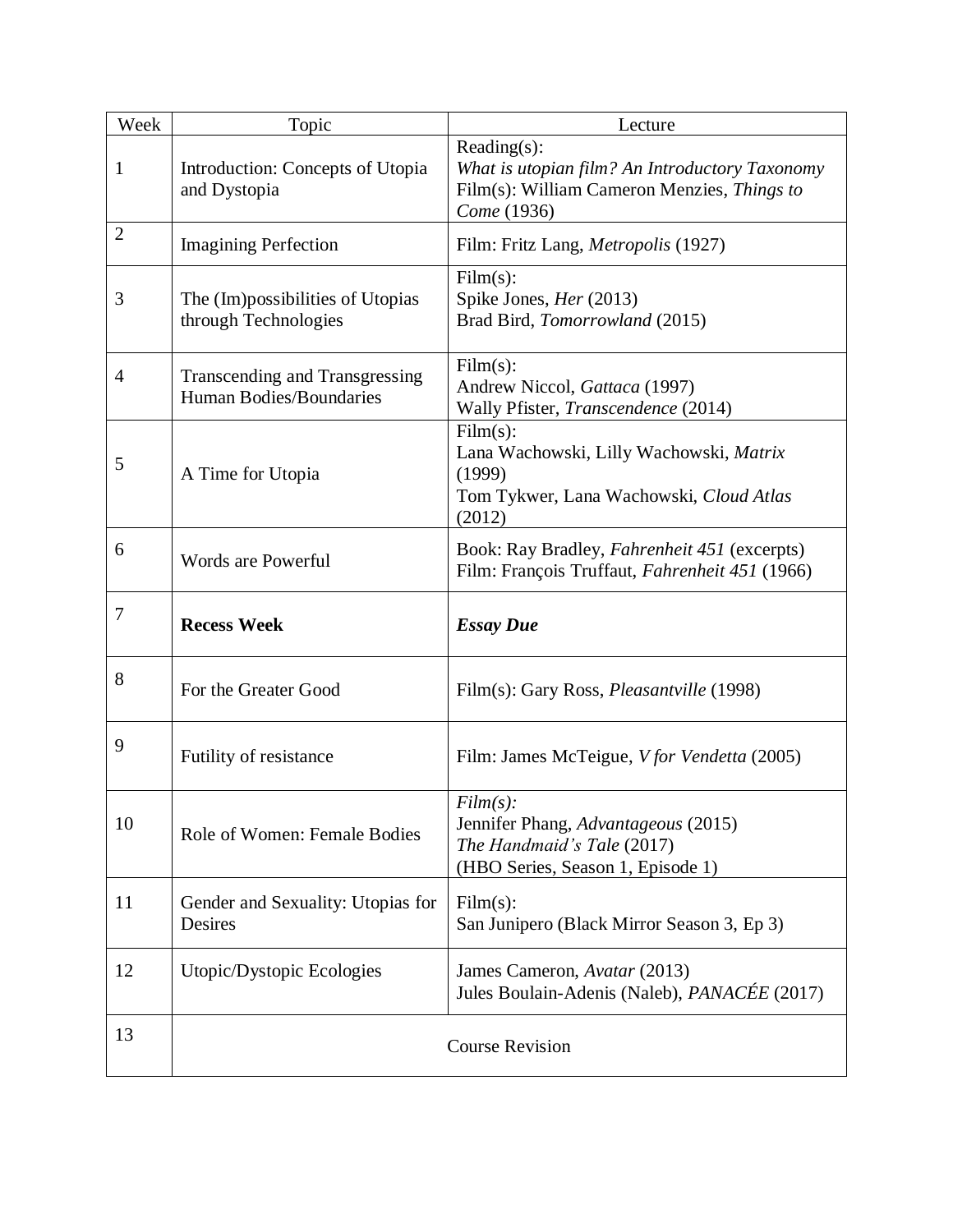| Week | Topic | Lecture |
|---|---|---|
| 1 | Introduction: Concepts of Utopia and Dystopia | Reading(s):<br>*What is utopian film? An Introductory Taxonomy*<br>Film(s): William Cameron Menzies, *Things to Come* (1936) |
| 2 | Imagining Perfection | Film: Fritz Lang, *Metropolis* (1927) |
| 3 | The (Im)possibilities of Utopias through Technologies | Film(s):<br>Spike Jones, *Her* (2013)<br>Brad Bird, *Tomorrowland* (2015) |
| 4 | Transcending and Transgressing Human Bodies/Boundaries | Film(s):<br>Andrew Niccol, *Gattaca* (1997)<br>Wally Pfister, *Transcendence* (2014) |
| 5 | A Time for Utopia | Film(s):<br>Lana Wachowski, Lilly Wachowski, *Matrix* (1999)<br>Tom Tykwer, Lana Wachowski, *Cloud Atlas* (2012) |
| 6 | Words are Powerful | Book: Ray Bradley, *Fahrenheit 451* (excerpts)<br>Film: François Truffaut, *Fahrenheit 451* (1966) |
| 7 | **Recess Week** | ***Essay Due*** |
| 8 | For the Greater Good | Film(s): Gary Ross, *Pleasantville* (1998) |
| 9 | Futility of resistance | Film: James McTeigue, *V for Vendetta* (2005) |
| 10 | Role of Women: Female Bodies | *Film(s):*<br>Jennifer Phang, *Advantageous* (2015)<br>*The Handmaid's Tale* (2017)<br>(HBO Series, Season 1, Episode 1) |
| 11 | Gender and Sexuality: Utopias for Desires | Film(s):<br>San Junipero (Black Mirror Season 3, Ep 3) |
| 12 | Utopic/Dystopic Ecologies | James Cameron, *Avatar* (2013)<br>Jules Boulain-Adenis (Naleb), *PANACÉE* (2017) |
| 13 | Course Revision | |